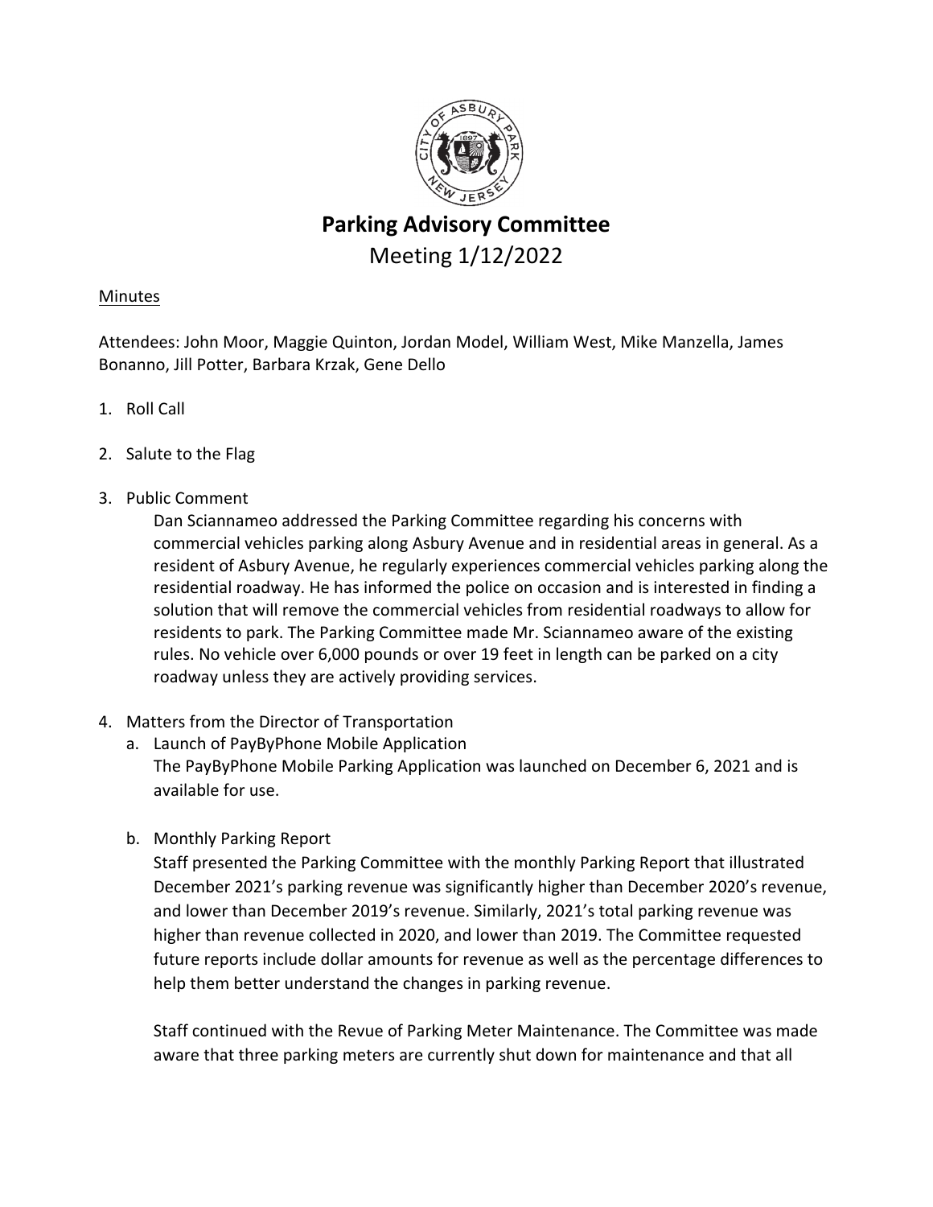# Parking Advisory Committee

Meeting 1/12/2022

Minutes

Attendees: John Moor, Maggie Quinton, Jordan Model, William West, Mike Manzella, James Bonanno, Jill Potter, Barbara Krzak, Gene Dello

1. Roll Call

2. Salute to the Flag

3. Public Comment

   Dan Sciannameo addressed the Parking Committee regarding his concerns with commercial vehicles parking along Asbury Avenue and in residential areas in general. As a resident of Asbury Avenue, he regularly experiences commercial vehicles parking along the residential roadway. He has informed the police on occasion and is interested in finding a solution that will remove the commercial vehicles from residential roadways to allow for residents to park. The Parking Committee made Mr. Sciannameo aware of the existing rules. No vehicle over 6,000 pounds or over 19 feet in length can be parked on a city roadway unless they are actively providing services.

4. Matters from the Director of Transportation

   a. Launch of PayByPhone Mobile Application

      The PayByPhone Mobile Parking Application was launched on December 6, 2021 and is available for use.

   b. Monthly Parking Report

      Staff presented the Parking Committee with the monthly Parking Report that illustrated December 2021's parking revenue was significantly higher than December 2020's revenue, and lower than December 2019's revenue. Similarly, 2021's total parking revenue was higher than revenue collected in 2020, and lower than 2019. The Committee requested future reports include dollar amounts for revenue as well as the percentage differences to help them better understand the changes in parking revenue.

      Staff continued with the Revue of Parking Meter Maintenance. The Committee was made aware that three parking meters are currently shut down for maintenance and that all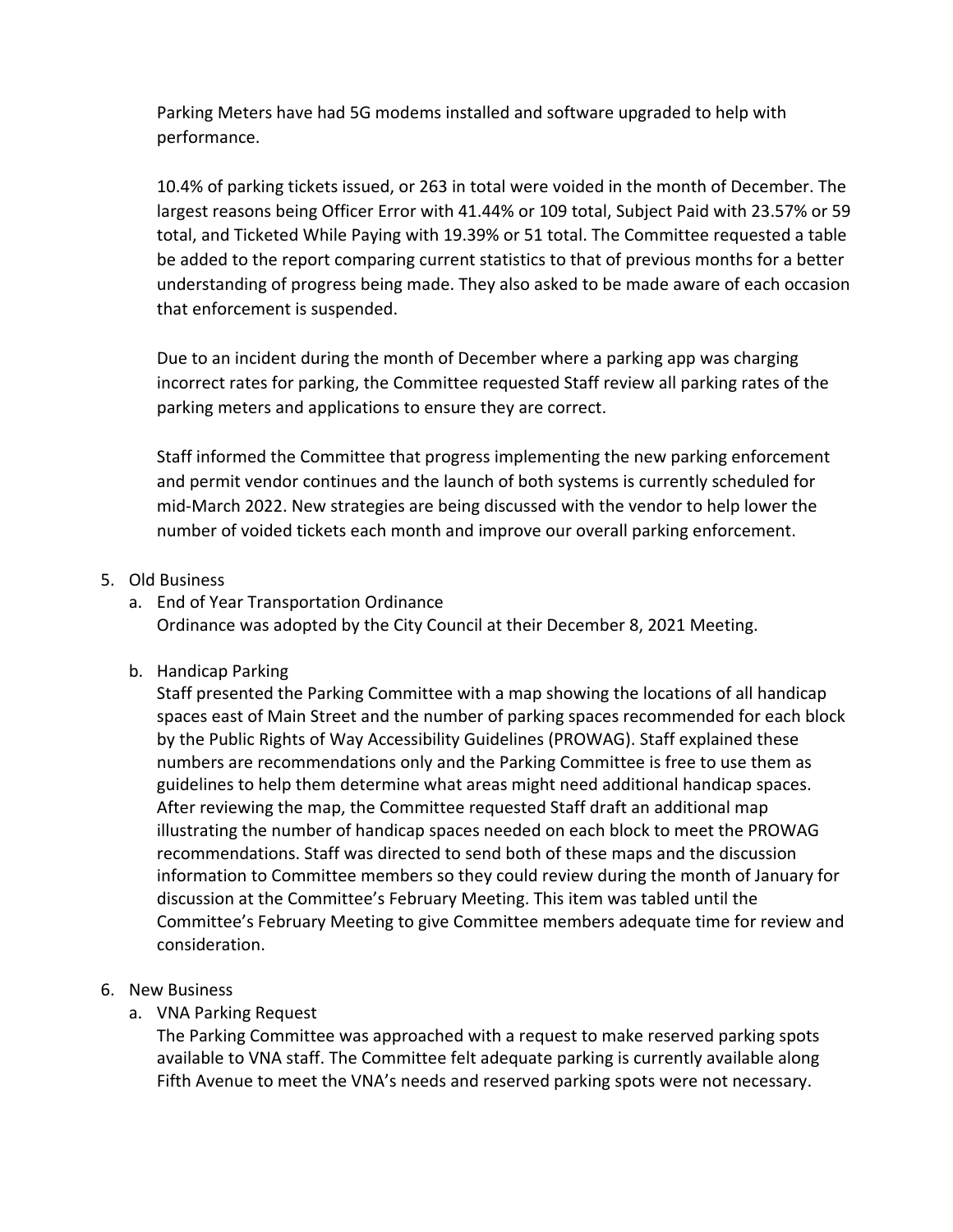Parking Meters have had 5G modems installed and software upgraded to help with performance.

10.4% of parking tickets issued, or 263 in total were voided in the month of December. The largest reasons being Officer Error with 41.44% or 109 total, Subject Paid with 23.57% or 59 total, and Ticketed While Paying with 19.39% or 51 total. The Committee requested a table be added to the report comparing current statistics to that of previous months for a better understanding of progress being made. They also asked to be made aware of each occasion that enforcement is suspended.

Due to an incident during the month of December where a parking app was charging incorrect rates for parking, the Committee requested Staff review all parking rates of the parking meters and applications to ensure they are correct.

Staff informed the Committee that progress implementing the new parking enforcement and permit vendor continues and the launch of both systems is currently scheduled for mid-March 2022. New strategies are being discussed with the vendor to help lower the number of voided tickets each month and improve our overall parking enforcement.

5. Old Business
   a. End of Year Transportation Ordinance
      Ordinance was adopted by the City Council at their December 8, 2021 Meeting.

   b. Handicap Parking
      Staff presented the Parking Committee with a map showing the locations of all handicap spaces east of Main Street and the number of parking spaces recommended for each block by the Public Rights of Way Accessibility Guidelines (PROWAG). Staff explained these numbers are recommendations only and the Parking Committee is free to use them as guidelines to help them determine what areas might need additional handicap spaces. After reviewing the map, the Committee requested Staff draft an additional map illustrating the number of handicap spaces needed on each block to meet the PROWAG recommendations. Staff was directed to send both of these maps and the discussion information to Committee members so they could review during the month of January for discussion at the Committee's February Meeting. This item was tabled until the Committee's February Meeting to give Committee members adequate time for review and consideration.

6. New Business
   a. VNA Parking Request
      The Parking Committee was approached with a request to make reserved parking spots available to VNA staff. The Committee felt adequate parking is currently available along Fifth Avenue to meet the VNA's needs and reserved parking spots were not necessary.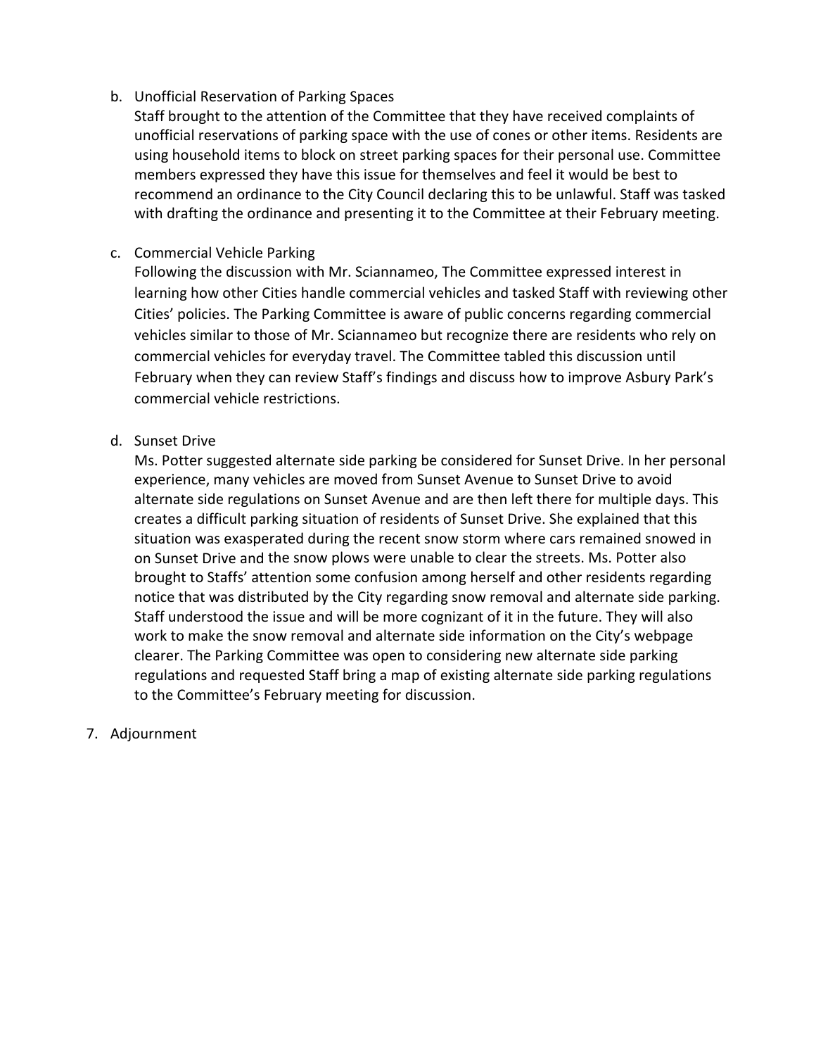b. Unofficial Reservation of Parking Spaces

   Staff brought to the attention of the Committee that they have received complaints of unofficial reservations of parking space with the use of cones or other items. Residents are using household items to block on street parking spaces for their personal use. Committee members expressed they have this issue for themselves and feel it would be best to recommend an ordinance to the City Council declaring this to be unlawful. Staff was tasked with drafting the ordinance and presenting it to the Committee at their February meeting.

c. Commercial Vehicle Parking

   Following the discussion with Mr. Sciannameo, The Committee expressed interest in learning how other Cities handle commercial vehicles and tasked Staff with reviewing other Cities' policies. The Parking Committee is aware of public concerns regarding commercial vehicles similar to those of Mr. Sciannameo but recognize there are residents who rely on commercial vehicles for everyday travel. The Committee tabled this discussion until February when they can review Staff's findings and discuss how to improve Asbury Park's commercial vehicle restrictions.

d. Sunset Drive

   Ms. Potter suggested alternate side parking be considered for Sunset Drive. In her personal experience, many vehicles are moved from Sunset Avenue to Sunset Drive to avoid alternate side regulations on Sunset Avenue and are then left there for multiple days. This creates a difficult parking situation of residents of Sunset Drive. She explained that this situation was exasperated during the recent snow storm where cars remained snowed in on Sunset Drive and the snow plows were unable to clear the streets. Ms. Potter also brought to Staffs' attention some confusion among herself and other residents regarding notice that was distributed by the City regarding snow removal and alternate side parking. Staff understood the issue and will be more cognizant of it in the future. They will also work to make the snow removal and alternate side information on the City's webpage clearer. The Parking Committee was open to considering new alternate side parking regulations and requested Staff bring a map of existing alternate side parking regulations to the Committee's February meeting for discussion.

7. Adjournment